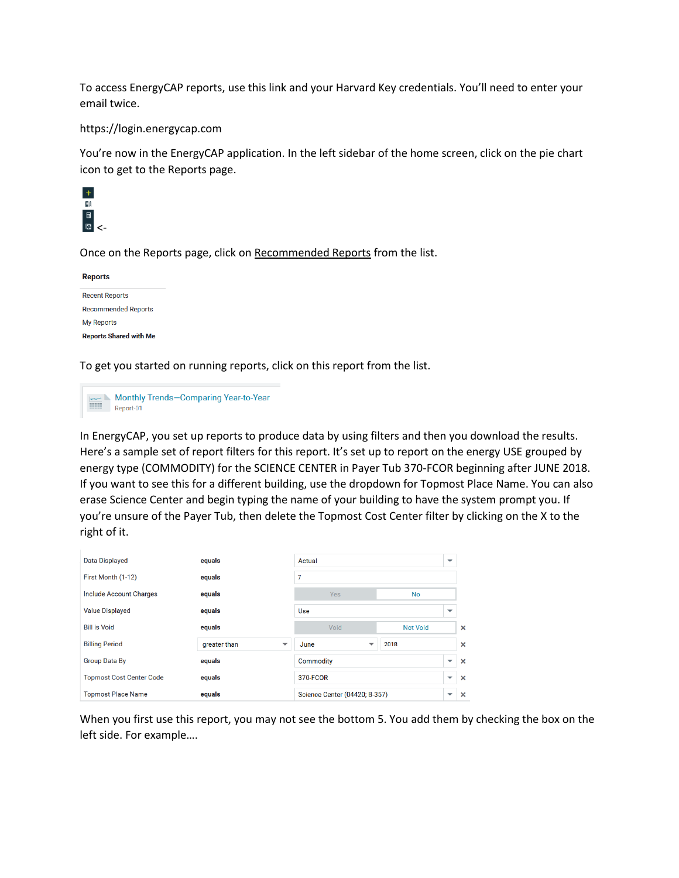To access EnergyCAP reports, use this link and your Harvard Key credentials. You'll need to enter your email twice.

https://login.energycap.com

You're now in the EnergyCAP application. In the left sidebar of the home screen, click on the pie chart icon to get to the Reports page.

<-

Once on the Reports page, click on Recommended Reports from the list.

**Reports**

Recent Reports
Recommended Reports
My Reports
**Reports Shared with Me**

To get you started on running reports, click on this report from the list.

Monthly Trends—Comparing Year-to-Year
Report-01

In EnergyCAP, you set up reports to produce data by using filters and then you download the results. Here's a sample set of report filters for this report. It's set up to report on the energy USE grouped by energy type (COMMODITY) for the SCIENCE CENTER in Payer Tub 370-FCOR beginning after JUNE 2018. If you want to see this for a different building, use the dropdown for Topmost Place Name. You can also erase Science Center and begin typing the name of your building to have the system prompt you. If you're unsure of the Payer Tub, then delete the Topmost Cost Center filter by clicking on the X to the right of it.

| Filter | Operator | Value | | |
|---|---|---|---|---|
| Data Displayed | equals | Actual | | |
| First Month (1-12) | equals | 7 | | |
| Include Account Charges | equals | Yes / No | | |
| Value Displayed | equals | Use | | |
| Bill is Void | equals | Void / Not Void | | × |
| Billing Period | greater than | June | 2018 | × |
| Group Data By | equals | Commodity | | × |
| Topmost Cost Center Code | equals | 370-FCOR | | × |
| Topmost Place Name | equals | Science Center (04420; B-357) | | × |

When you first use this report, you may not see the bottom 5. You add them by checking the box on the left side. For example….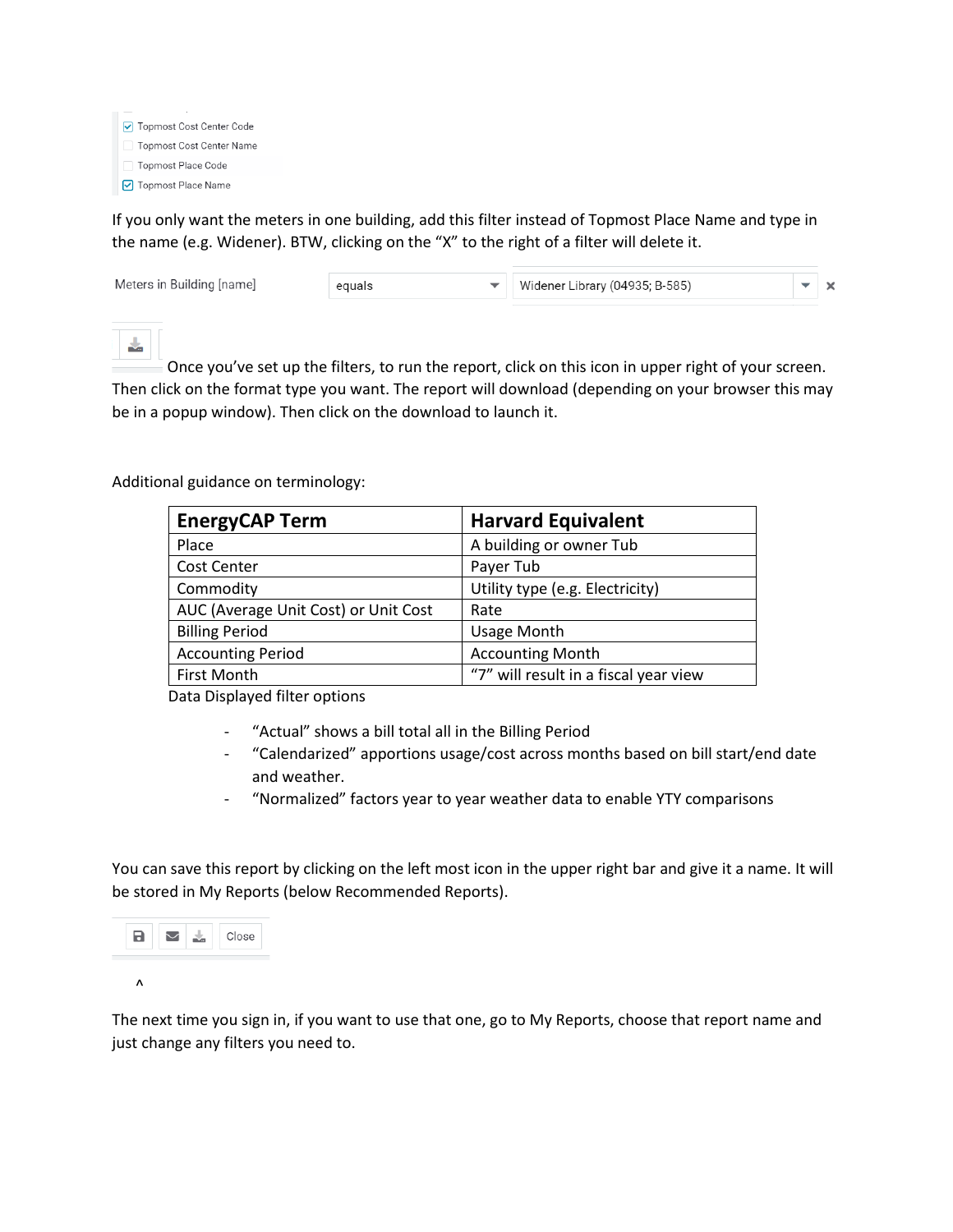- [x] Topmost Cost Center Code
- [ ] Topmost Cost Center Name
- [ ] Topmost Place Code
- [x] Topmost Place Name

If you only want the meters in one building, add this filter instead of Topmost Place Name and type in the name (e.g. Widener). BTW, clicking on the "X" to the right of a filter will delete it.

| | | | |
|---|---|---|---|
| Meters in Building [name] | equals | Widener Library (04935; B-585) | × |

Once you've set up the filters, to run the report, click on this icon in upper right of your screen. Then click on the format type you want. The report will download (depending on your browser this may be in a popup window). Then click on the download to launch it.

Additional guidance on terminology:

| EnergyCAP Term | Harvard Equivalent |
|---|---|
| Place | A building or owner Tub |
| Cost Center | Payer Tub |
| Commodity | Utility type (e.g. Electricity) |
| AUC (Average Unit Cost) or Unit Cost | Rate |
| Billing Period | Usage Month |
| Accounting Period | Accounting Month |
| First Month | "7" will result in a fiscal year view |

Data Displayed filter options

- "Actual" shows a bill total all in the Billing Period
- "Calendarized" apportions usage/cost across months based on bill start/end date and weather.
- "Normalized" factors year to year weather data to enable YTY comparisons

You can save this report by clicking on the left most icon in the upper right bar and give it a name. It will be stored in My Reports (below Recommended Reports).

Close

^

The next time you sign in, if you want to use that one, go to My Reports, choose that report name and just change any filters you need to.